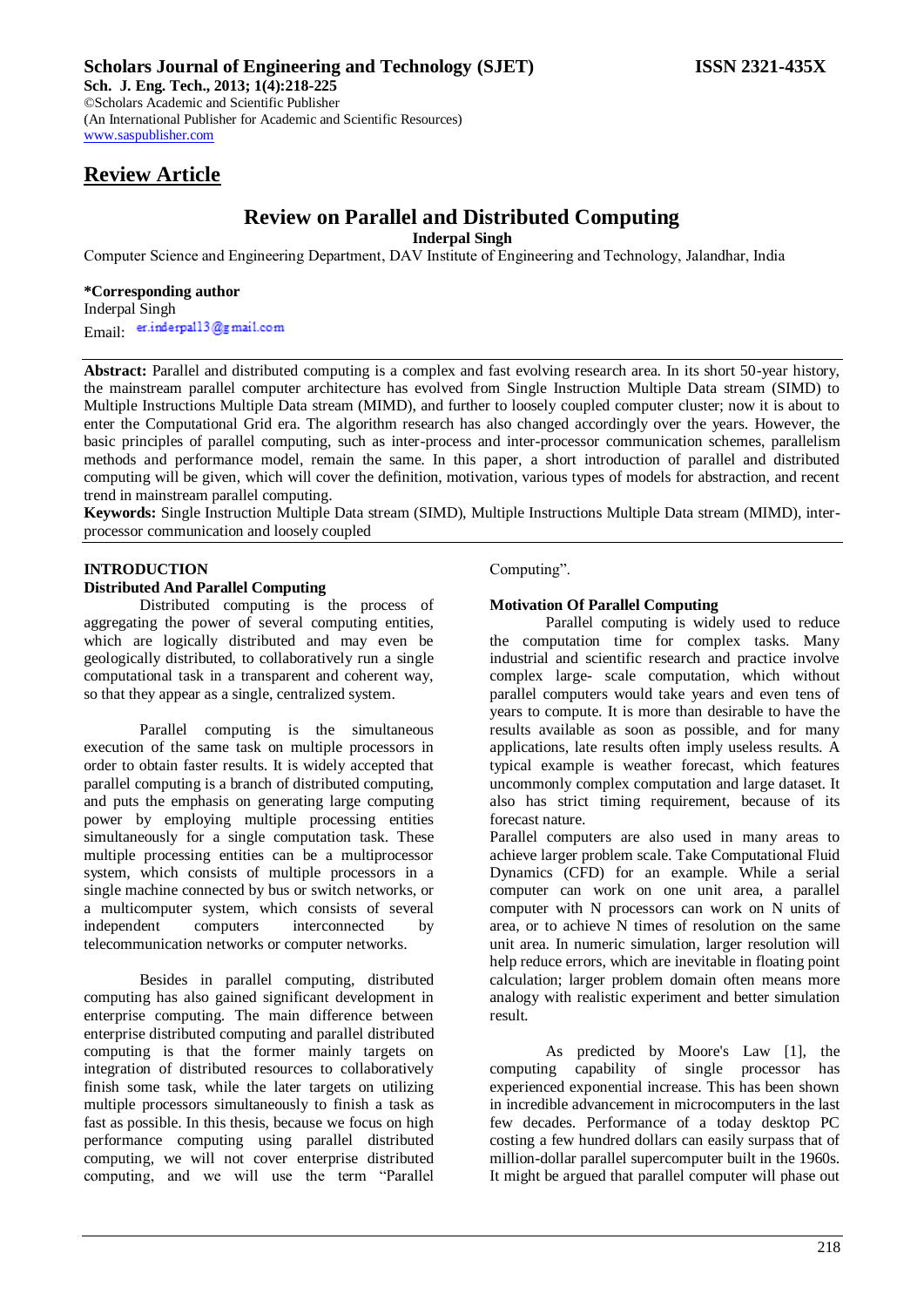**Scholars Journal of Engineering and Technology (SJET)** **ISSN 2321-435X**

**Sch. J. Eng. Tech., 2013; 1(4):218-225**
©Scholars Academic and Scientific Publisher
(An International Publisher for Academic and Scientific Resources)
www.saspublisher.com

## Review Article

# Review on Parallel and Distributed Computing

**Inderpal Singh**

Computer Science and Engineering Department, DAV Institute of Engineering and Technology, Jalandhar, India

**\*Corresponding author**
Inderpal Singh
Email: er.inderpal13@gmail.com

**Abstract:** Parallel and distributed computing is a complex and fast evolving research area. In its short 50-year history, the mainstream parallel computer architecture has evolved from Single Instruction Multiple Data stream (SIMD) to Multiple Instructions Multiple Data stream (MIMD), and further to loosely coupled computer cluster; now it is about to enter the Computational Grid era. The algorithm research has also changed accordingly over the years. However, the basic principles of parallel computing, such as inter-process and inter-processor communication schemes, parallelism methods and performance model, remain the same. In this paper, a short introduction of parallel and distributed computing will be given, which will cover the definition, motivation, various types of models for abstraction, and recent trend in mainstream parallel computing.

**Keywords:** Single Instruction Multiple Data stream (SIMD), Multiple Instructions Multiple Data stream (MIMD), inter-processor communication and loosely coupled

## INTRODUCTION

### Distributed And Parallel Computing

Distributed computing is the process of aggregating the power of several computing entities, which are logically distributed and may even be geologically distributed, to collaboratively run a single computational task in a transparent and coherent way, so that they appear as a single, centralized system.

Parallel computing is the simultaneous execution of the same task on multiple processors in order to obtain faster results. It is widely accepted that parallel computing is a branch of distributed computing, and puts the emphasis on generating large computing power by employing multiple processing entities simultaneously for a single computation task. These multiple processing entities can be a multiprocessor system, which consists of multiple processors in a single machine connected by bus or switch networks, or a multicomputer system, which consists of several independent computers interconnected by telecommunication networks or computer networks.

Besides in parallel computing, distributed computing has also gained significant development in enterprise computing. The main difference between enterprise distributed computing and parallel distributed computing is that the former mainly targets on integration of distributed resources to collaboratively finish some task, while the later targets on utilizing multiple processors simultaneously to finish a task as fast as possible. In this thesis, because we focus on high performance computing using parallel distributed computing, we will not cover enterprise distributed computing, and we will use the term "Parallel Computing".

### Motivation Of Parallel Computing

Parallel computing is widely used to reduce the computation time for complex tasks. Many industrial and scientific research and practice involve complex large- scale computation, which without parallel computers would take years and even tens of years to compute. It is more than desirable to have the results available as soon as possible, and for many applications, late results often imply useless results. A typical example is weather forecast, which features uncommonly complex computation and large dataset. It also has strict timing requirement, because of its forecast nature.

Parallel computers are also used in many areas to achieve larger problem scale. Take Computational Fluid Dynamics (CFD) for an example. While a serial computer can work on one unit area, a parallel computer with N processors can work on N units of area, or to achieve N times of resolution on the same unit area. In numeric simulation, larger resolution will help reduce errors, which are inevitable in floating point calculation; larger problem domain often means more analogy with realistic experiment and better simulation result.

As predicted by Moore's Law [1], the computing capability of single processor has experienced exponential increase. This has been shown in incredible advancement in microcomputers in the last few decades. Performance of a today desktop PC costing a few hundred dollars can easily surpass that of million-dollar parallel supercomputer built in the 1960s. It might be argued that parallel computer will phase out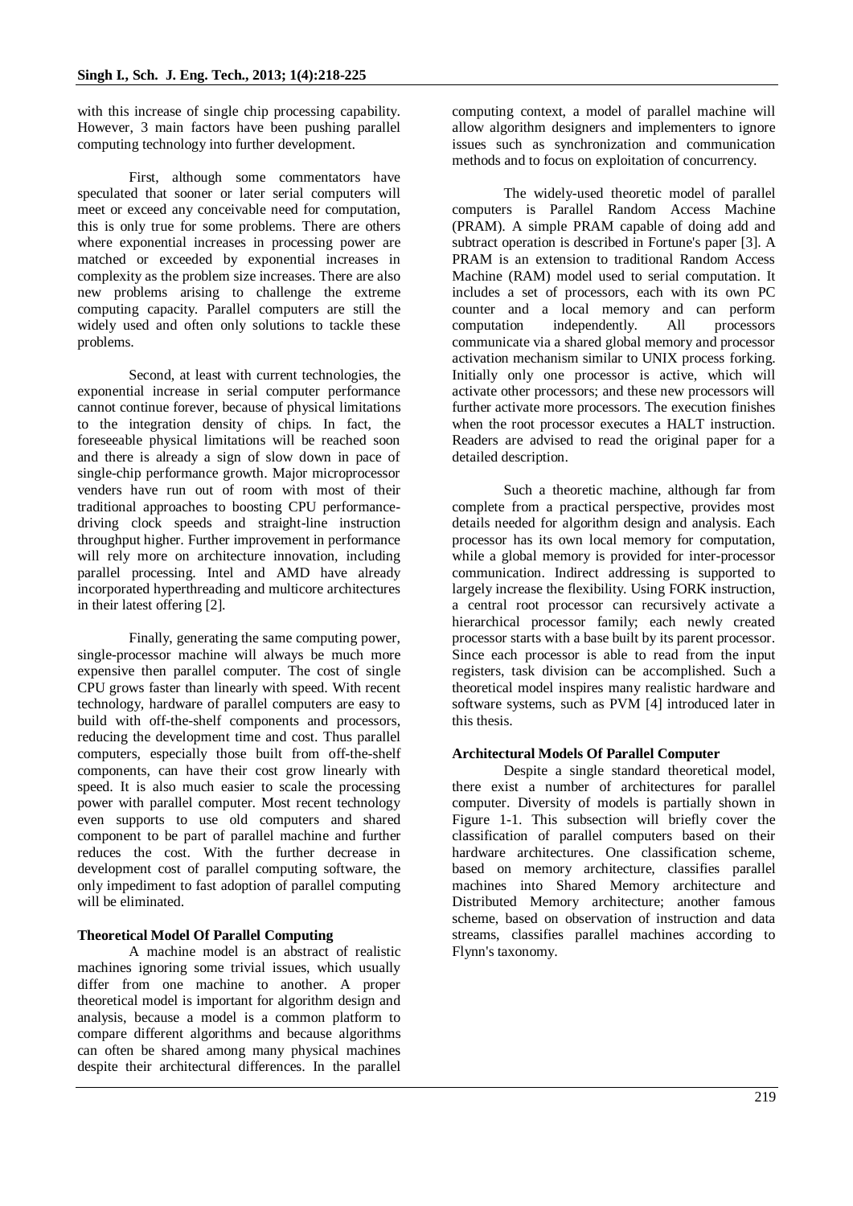with this increase of single chip processing capability. However, 3 main factors have been pushing parallel computing technology into further development.

First, although some commentators have speculated that sooner or later serial computers will meet or exceed any conceivable need for computation, this is only true for some problems. There are others where exponential increases in processing power are matched or exceeded by exponential increases in complexity as the problem size increases. There are also new problems arising to challenge the extreme computing capacity. Parallel computers are still the widely used and often only solutions to tackle these problems.

Second, at least with current technologies, the exponential increase in serial computer performance cannot continue forever, because of physical limitations to the integration density of chips. In fact, the foreseeable physical limitations will be reached soon and there is already a sign of slow down in pace of single-chip performance growth. Major microprocessor venders have run out of room with most of their traditional approaches to boosting CPU performance-driving clock speeds and straight-line instruction throughput higher. Further improvement in performance will rely more on architecture innovation, including parallel processing. Intel and AMD have already incorporated hyperthreading and multicore architectures in their latest offering [2].

Finally, generating the same computing power, single-processor machine will always be much more expensive then parallel computer. The cost of single CPU grows faster than linearly with speed. With recent technology, hardware of parallel computers are easy to build with off-the-shelf components and processors, reducing the development time and cost. Thus parallel computers, especially those built from off-the-shelf components, can have their cost grow linearly with speed. It is also much easier to scale the processing power with parallel computer. Most recent technology even supports to use old computers and shared component to be part of parallel machine and further reduces the cost. With the further decrease in development cost of parallel computing software, the only impediment to fast adoption of parallel computing will be eliminated.

**Theoretical Model Of Parallel Computing**

A machine model is an abstract of realistic machines ignoring some trivial issues, which usually differ from one machine to another. A proper theoretical model is important for algorithm design and analysis, because a model is a common platform to compare different algorithms and because algorithms can often be shared among many physical machines despite their architectural differences. In the parallel computing context, a model of parallel machine will allow algorithm designers and implementers to ignore issues such as synchronization and communication methods and to focus on exploitation of concurrency.

The widely-used theoretic model of parallel computers is Parallel Random Access Machine (PRAM). A simple PRAM capable of doing add and subtract operation is described in Fortune's paper [3]. A PRAM is an extension to traditional Random Access Machine (RAM) model used to serial computation. It includes a set of processors, each with its own PC counter and a local memory and can perform computation independently. All processors communicate via a shared global memory and processor activation mechanism similar to UNIX process forking. Initially only one processor is active, which will activate other processors; and these new processors will further activate more processors. The execution finishes when the root processor executes a HALT instruction. Readers are advised to read the original paper for a detailed description.

Such a theoretic machine, although far from complete from a practical perspective, provides most details needed for algorithm design and analysis. Each processor has its own local memory for computation, while a global memory is provided for inter-processor communication. Indirect addressing is supported to largely increase the flexibility. Using FORK instruction, a central root processor can recursively activate a hierarchical processor family; each newly created processor starts with a base built by its parent processor. Since each processor is able to read from the input registers, task division can be accomplished. Such a theoretical model inspires many realistic hardware and software systems, such as PVM [4] introduced later in this thesis.

**Architectural Models Of Parallel Computer**

Despite a single standard theoretical model, there exist a number of architectures for parallel computer. Diversity of models is partially shown in Figure 1-1. This subsection will briefly cover the classification of parallel computers based on their hardware architectures. One classification scheme, based on memory architecture, classifies parallel machines into Shared Memory architecture and Distributed Memory architecture; another famous scheme, based on observation of instruction and data streams, classifies parallel machines according to Flynn's taxonomy.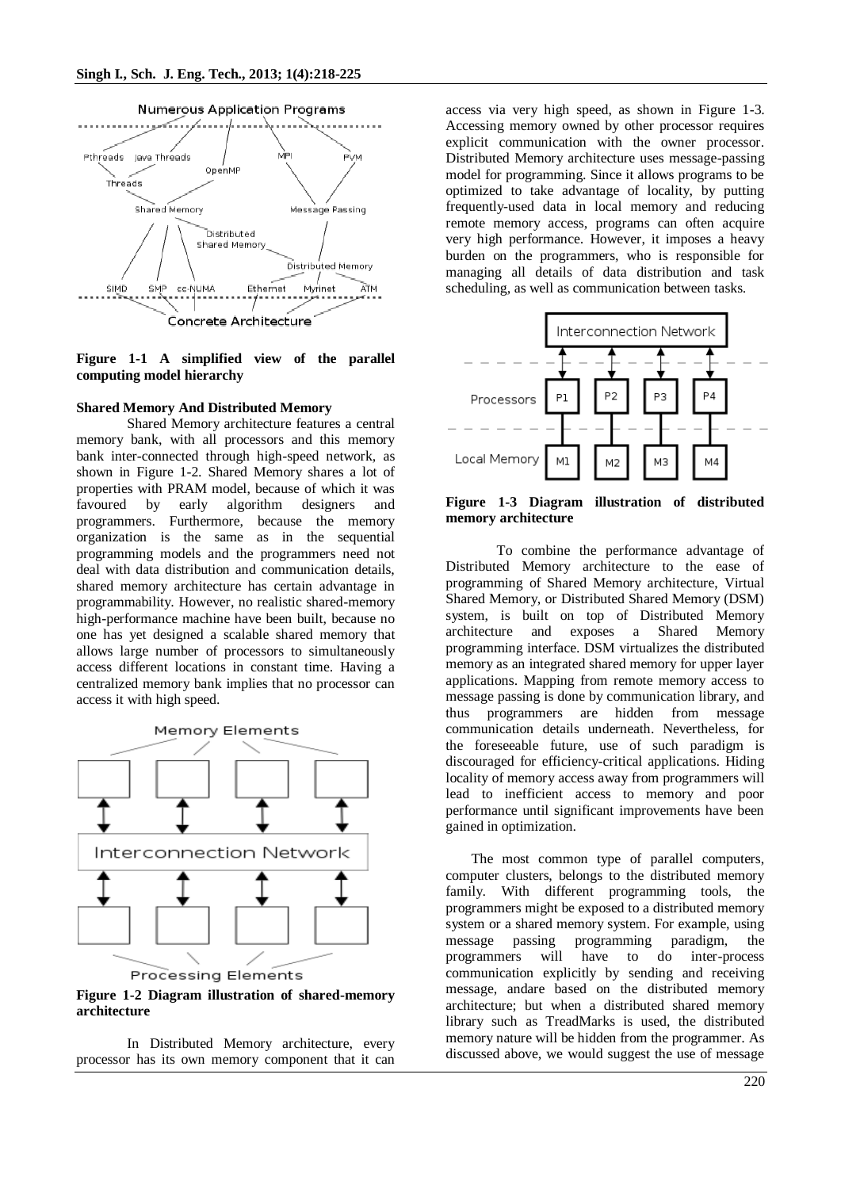**Figure 1-1 A simplified view of the parallel computing model hierarchy**

**Shared Memory And Distributed Memory**

Shared Memory architecture features a central memory bank, with all processors and this memory bank inter-connected through high-speed network, as shown in Figure 1-2. Shared Memory shares a lot of properties with PRAM model, because of which it was favoured by early algorithm designers and programmers. Furthermore, because the memory organization is the same as in the sequential programming models and the programmers need not deal with data distribution and communication details, shared memory architecture has certain advantage in programmability. However, no realistic shared-memory high-performance machine have been built, because no one has yet designed a scalable shared memory that allows large number of processors to simultaneously access different locations in constant time. Having a centralized memory bank implies that no processor can access it with high speed.

**Figure 1-2 Diagram illustration of shared-memory architecture**

In Distributed Memory architecture, every processor has its own memory component that it can access via very high speed, as shown in Figure 1-3. Accessing memory owned by other processor requires explicit communication with the owner processor. Distributed Memory architecture uses message-passing model for programming. Since it allows programs to be optimized to take advantage of locality, by putting frequently-used data in local memory and reducing remote memory access, programs can often acquire very high performance. However, it imposes a heavy burden on the programmers, who is responsible for managing all details of data distribution and task scheduling, as well as communication between tasks.

**Figure 1-3 Diagram illustration of distributed memory architecture**

To combine the performance advantage of Distributed Memory architecture to the ease of programming of Shared Memory architecture, Virtual Shared Memory, or Distributed Shared Memory (DSM) system, is built on top of Distributed Memory architecture and exposes a Shared Memory programming interface. DSM virtualizes the distributed memory as an integrated shared memory for upper layer applications. Mapping from remote memory access to message passing is done by communication library, and thus programmers are hidden from message communication details underneath. Nevertheless, for the foreseeable future, use of such paradigm is discouraged for efficiency-critical applications. Hiding locality of memory access away from programmers will lead to inefficient access to memory and poor performance until significant improvements have been gained in optimization.

The most common type of parallel computers, computer clusters, belongs to the distributed memory family. With different programming tools, the programmers might be exposed to a distributed memory system or a shared memory system. For example, using message passing programming paradigm, the programmers will have to do inter-process communication explicitly by sending and receiving message, andare based on the distributed memory architecture; but when a distributed shared memory library such as TreadMarks is used, the distributed memory nature will be hidden from the programmer. As discussed above, we would suggest the use of message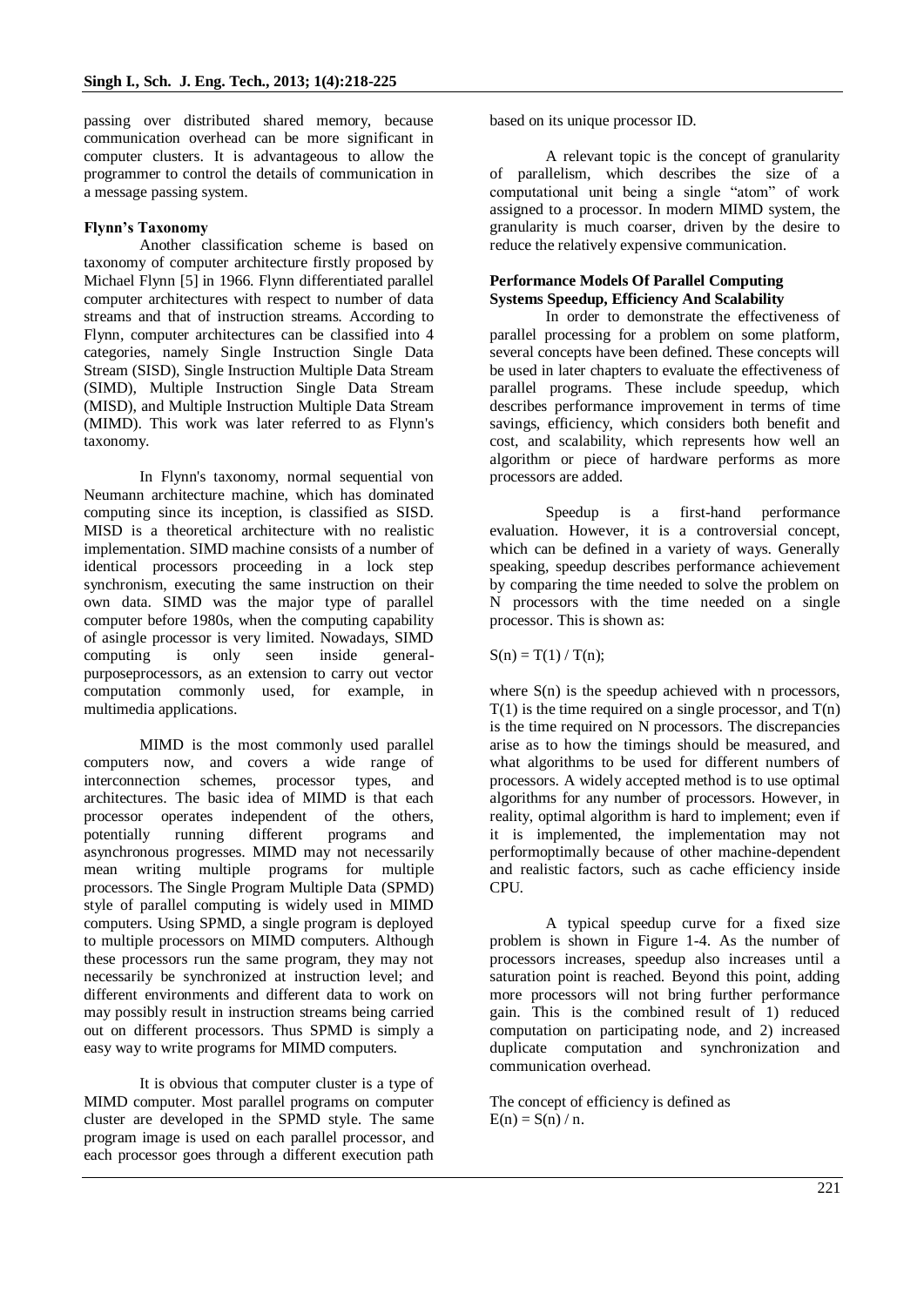passing over distributed shared memory, because communication overhead can be more significant in computer clusters. It is advantageous to allow the programmer to control the details of communication in a message passing system.

### Flynn's Taxonomy

Another classification scheme is based on taxonomy of computer architecture firstly proposed by Michael Flynn [5] in 1966. Flynn differentiated parallel computer architectures with respect to number of data streams and that of instruction streams. According to Flynn, computer architectures can be classified into 4 categories, namely Single Instruction Single Data Stream (SISD), Single Instruction Multiple Data Stream (SIMD), Multiple Instruction Single Data Stream (MISD), and Multiple Instruction Multiple Data Stream (MIMD). This work was later referred to as Flynn's taxonomy.

In Flynn's taxonomy, normal sequential von Neumann architecture machine, which has dominated computing since its inception, is classified as SISD. MISD is a theoretical architecture with no realistic implementation. SIMD machine consists of a number of identical processors proceeding in a lock step synchronism, executing the same instruction on their own data. SIMD was the major type of parallel computer before 1980s, when the computing capability of asingle processor is very limited. Nowadays, SIMD computing is only seen inside general-purposeprocessors, as an extension to carry out vector computation commonly used, for example, in multimedia applications.

MIMD is the most commonly used parallel computers now, and covers a wide range of interconnection schemes, processor types, and architectures. The basic idea of MIMD is that each processor operates independent of the others, potentially running different programs and asynchronous progresses. MIMD may not necessarily mean writing multiple programs for multiple processors. The Single Program Multiple Data (SPMD) style of parallel computing is widely used in MIMD computers. Using SPMD, a single program is deployed to multiple processors on MIMD computers. Although these processors run the same program, they may not necessarily be synchronized at instruction level; and different environments and different data to work on may possibly result in instruction streams being carried out on different processors. Thus SPMD is simply a easy way to write programs for MIMD computers.

It is obvious that computer cluster is a type of MIMD computer. Most parallel programs on computer cluster are developed in the SPMD style. The same program image is used on each parallel processor, and each processor goes through a different execution path based on its unique processor ID.

A relevant topic is the concept of granularity of parallelism, which describes the size of a computational unit being a single "atom" of work assigned to a processor. In modern MIMD system, the granularity is much coarser, driven by the desire to reduce the relatively expensive communication.

### Performance Models Of Parallel Computing Systems Speedup, Efficiency And Scalability

In order to demonstrate the effectiveness of parallel processing for a problem on some platform, several concepts have been defined. These concepts will be used in later chapters to evaluate the effectiveness of parallel programs. These include speedup, which describes performance improvement in terms of time savings, efficiency, which considers both benefit and cost, and scalability, which represents how well an algorithm or piece of hardware performs as more processors are added.

Speedup is a first-hand performance evaluation. However, it is a controversial concept, which can be defined in a variety of ways. Generally speaking, speedup describes performance achievement by comparing the time needed to solve the problem on N processors with the time needed on a single processor. This is shown as:

$S(n) = T(1) / T(n)$;

where $S(n)$ is the speedup achieved with n processors, $T(1)$ is the time required on a single processor, and $T(n)$ is the time required on N processors. The discrepancies arise as to how the timings should be measured, and what algorithms to be used for different numbers of processors. A widely accepted method is to use optimal algorithms for any number of processors. However, in reality, optimal algorithm is hard to implement; even if it is implemented, the implementation may not performoptimally because of other machine-dependent and realistic factors, such as cache efficiency inside CPU.

A typical speedup curve for a fixed size problem is shown in Figure 1-4. As the number of processors increases, speedup also increases until a saturation point is reached. Beyond this point, adding more processors will not bring further performance gain. This is the combined result of 1) reduced computation on participating node, and 2) increased duplicate computation and synchronization and communication overhead.

The concept of efficiency is defined as
$E(n) = S(n) / n$.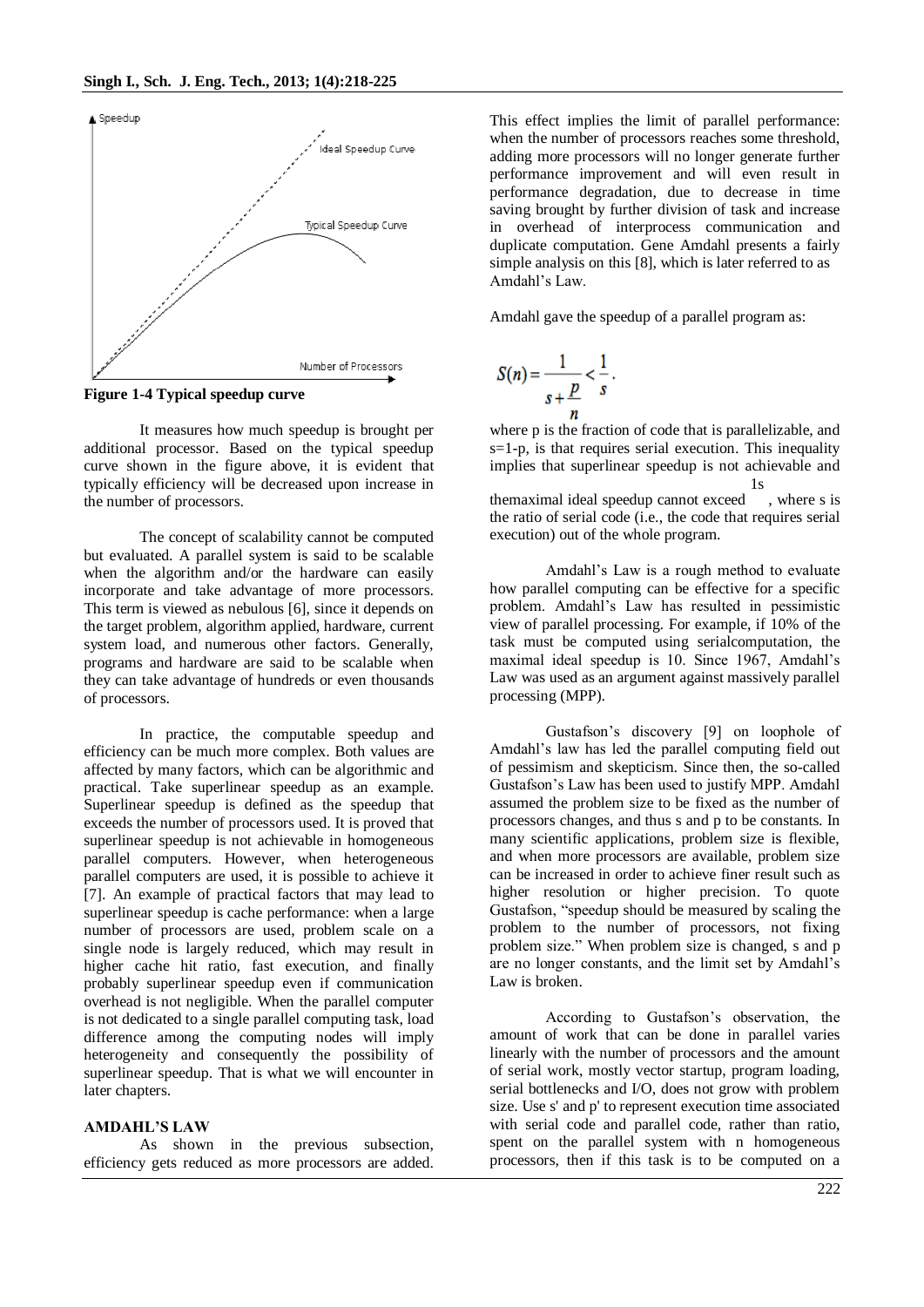**Figure 1-4 Typical speedup curve**

It measures how much speedup is brought per additional processor. Based on the typical speedup curve shown in the figure above, it is evident that typically efficiency will be decreased upon increase in the number of processors.

The concept of scalability cannot be computed but evaluated. A parallel system is said to be scalable when the algorithm and/or the hardware can easily incorporate and take advantage of more processors. This term is viewed as nebulous [6], since it depends on the target problem, algorithm applied, hardware, current system load, and numerous other factors. Generally, programs and hardware are said to be scalable when they can take advantage of hundreds or even thousands of processors.

In practice, the computable speedup and efficiency can be much more complex. Both values are affected by many factors, which can be algorithmic and practical. Take superlinear speedup as an example. Superlinear speedup is defined as the speedup that exceeds the number of processors used. It is proved that superlinear speedup is not achievable in homogeneous parallel computers. However, when heterogeneous parallel computers are used, it is possible to achieve it [7]. An example of practical factors that may lead to superlinear speedup is cache performance: when a large number of processors are used, problem scale on a single node is largely reduced, which may result in higher cache hit ratio, fast execution, and finally probably superlinear speedup even if communication overhead is not negligible. When the parallel computer is not dedicated to a single parallel computing task, load difference among the computing nodes will imply heterogeneity and consequently the possibility of superlinear speedup. That is what we will encounter in later chapters.

## AMDAHL'S LAW

As shown in the previous subsection, efficiency gets reduced as more processors are added. This effect implies the limit of parallel performance: when the number of processors reaches some threshold, adding more processors will no longer generate further performance improvement and will even result in performance degradation, due to decrease in time saving brought by further division of task and increase in overhead of interprocess communication and duplicate computation. Gene Amdahl presents a fairly simple analysis on this [8], which is later referred to as Amdahl's Law.

Amdahl gave the speedup of a parallel program as:

$$S(n) = \frac{1}{s + \frac{p}{n}} < \frac{1}{s}.$$

where p is the fraction of code that is parallelizable, and s=1-p, is that requires serial execution. This inequality implies that superlinear speedup is not achievable and themaximal ideal speedup cannot exceed $\frac{1}{s}$, where s is the ratio of serial code (i.e., the code that requires serial execution) out of the whole program.

Amdahl's Law is a rough method to evaluate how parallel computing can be effective for a specific problem. Amdahl's Law has resulted in pessimistic view of parallel processing. For example, if 10% of the task must be computed using serialcomputation, the maximal ideal speedup is 10. Since 1967, Amdahl's Law was used as an argument against massively parallel processing (MPP).

Gustafson's discovery [9] on loophole of Amdahl's law has led the parallel computing field out of pessimism and skepticism. Since then, the so-called Gustafson's Law has been used to justify MPP. Amdahl assumed the problem size to be fixed as the number of processors changes, and thus s and p to be constants. In many scientific applications, problem size is flexible, and when more processors are available, problem size can be increased in order to achieve finer result such as higher resolution or higher precision. To quote Gustafson, "speedup should be measured by scaling the problem to the number of processors, not fixing problem size." When problem size is changed, s and p are no longer constants, and the limit set by Amdahl's Law is broken.

According to Gustafson's observation, the amount of work that can be done in parallel varies linearly with the number of processors and the amount of serial work, mostly vector startup, program loading, serial bottlenecks and I/O, does not grow with problem size. Use s' and p' to represent execution time associated with serial code and parallel code, rather than ratio, spent on the parallel system with n homogeneous processors, then if this task is to be computed on a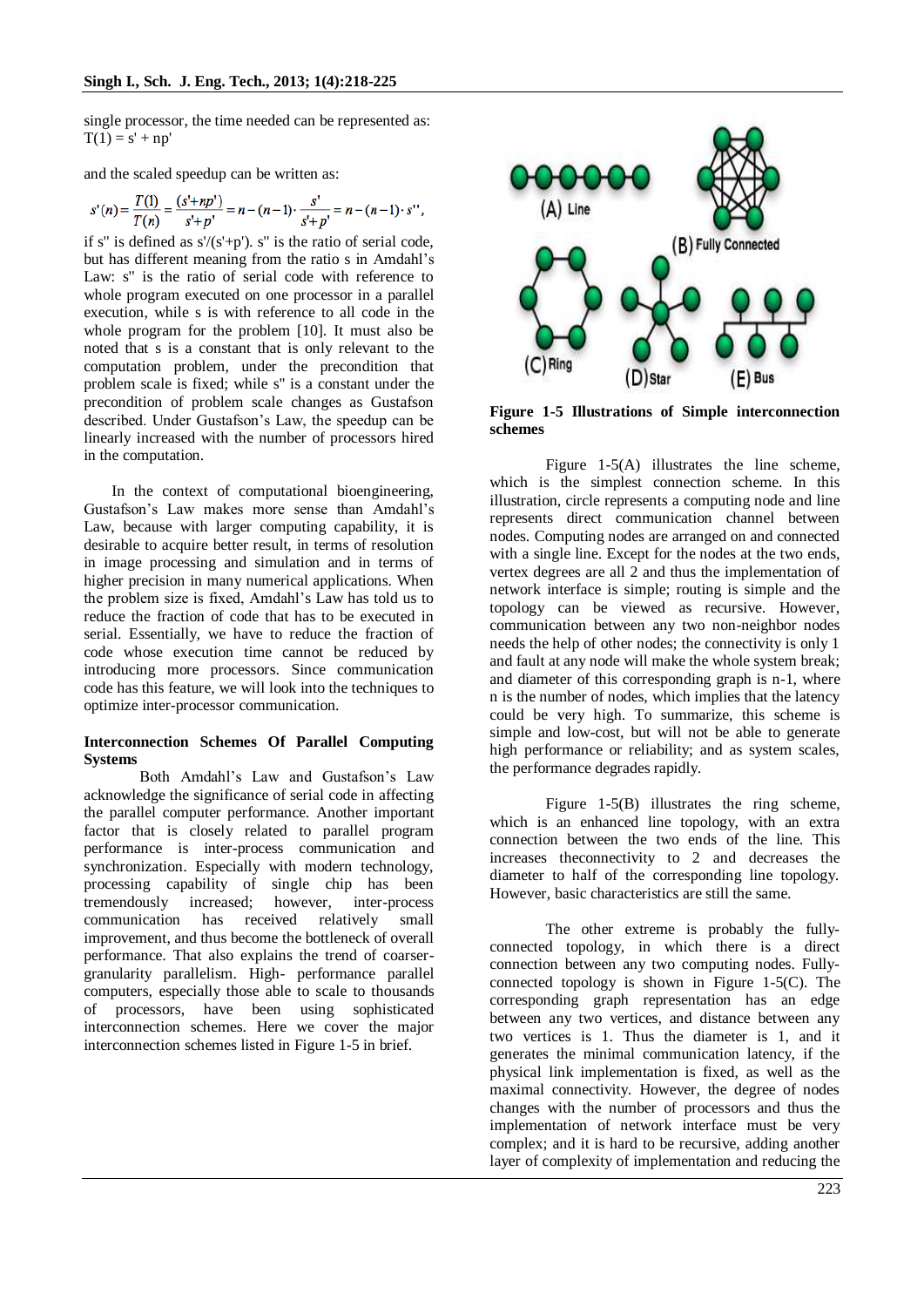single processor, the time needed can be represented as: $T(1) = s' + np'$

and the scaled speedup can be written as:

$$s'(n) = \frac{T(1)}{T(n)} = \frac{(s'+np')}{s'+p'} = n-(n-1)\cdot\frac{s'}{s'+p'} = n-(n-1)\cdot s'',$$

if s'' is defined as s'/(s'+p'). s'' is the ratio of serial code, but has different meaning from the ratio s in Amdahl's Law: s'' is the ratio of serial code with reference to whole program executed on one processor in a parallel execution, while s is with reference to all code in the whole program for the problem [10]. It must also be noted that s is a constant that is only relevant to the computation problem, under the precondition that problem scale is fixed; while s'' is a constant under the precondition of problem scale changes as Gustafson described. Under Gustafson's Law, the speedup can be linearly increased with the number of processors hired in the computation.

In the context of computational bioengineering, Gustafson's Law makes more sense than Amdahl's Law, because with larger computing capability, it is desirable to acquire better result, in terms of resolution in image processing and simulation and in terms of higher precision in many numerical applications. When the problem size is fixed, Amdahl's Law has told us to reduce the fraction of code that has to be executed in serial. Essentially, we have to reduce the fraction of code whose execution time cannot be reduced by introducing more processors. Since communication code has this feature, we will look into the techniques to optimize inter-processor communication.

**Interconnection Schemes Of Parallel Computing Systems**

Both Amdahl's Law and Gustafson's Law acknowledge the significance of serial code in affecting the parallel computer performance. Another important factor that is closely related to parallel program performance is inter-process communication and synchronization. Especially with modern technology, processing capability of single chip has been tremendously increased; however, inter-process communication has received relatively small improvement, and thus become the bottleneck of overall performance. That also explains the trend of coarser-granularity parallelism. High- performance parallel computers, especially those able to scale to thousands of processors, have been using sophisticated interconnection schemes. Here we cover the major interconnection schemes listed in Figure 1-5 in brief.

**Figure 1-5 Illustrations of Simple interconnection schemes**

Figure 1-5(A) illustrates the line scheme, which is the simplest connection scheme. In this illustration, circle represents a computing node and line represents direct communication channel between nodes. Computing nodes are arranged on and connected with a single line. Except for the nodes at the two ends, vertex degrees are all 2 and thus the implementation of network interface is simple; routing is simple and the topology can be viewed as recursive. However, communication between any two non-neighbor nodes needs the help of other nodes; the connectivity is only 1 and fault at any node will make the whole system break; and diameter of this corresponding graph is n-1, where n is the number of nodes, which implies that the latency could be very high. To summarize, this scheme is simple and low-cost, but will not be able to generate high performance or reliability; and as system scales, the performance degrades rapidly.

Figure 1-5(B) illustrates the ring scheme, which is an enhanced line topology, with an extra connection between the two ends of the line. This increases theconnectivity to 2 and decreases the diameter to half of the corresponding line topology. However, basic characteristics are still the same.

The other extreme is probably the fully-connected topology, in which there is a direct connection between any two computing nodes. Fully-connected topology is shown in Figure 1-5(C). The corresponding graph representation has an edge between any two vertices, and distance between any two vertices is 1. Thus the diameter is 1, and it generates the minimal communication latency, if the physical link implementation is fixed, as well as the maximal connectivity. However, the degree of nodes changes with the number of processors and thus the implementation of network interface must be very complex; and it is hard to be recursive, adding another layer of complexity of implementation and reducing the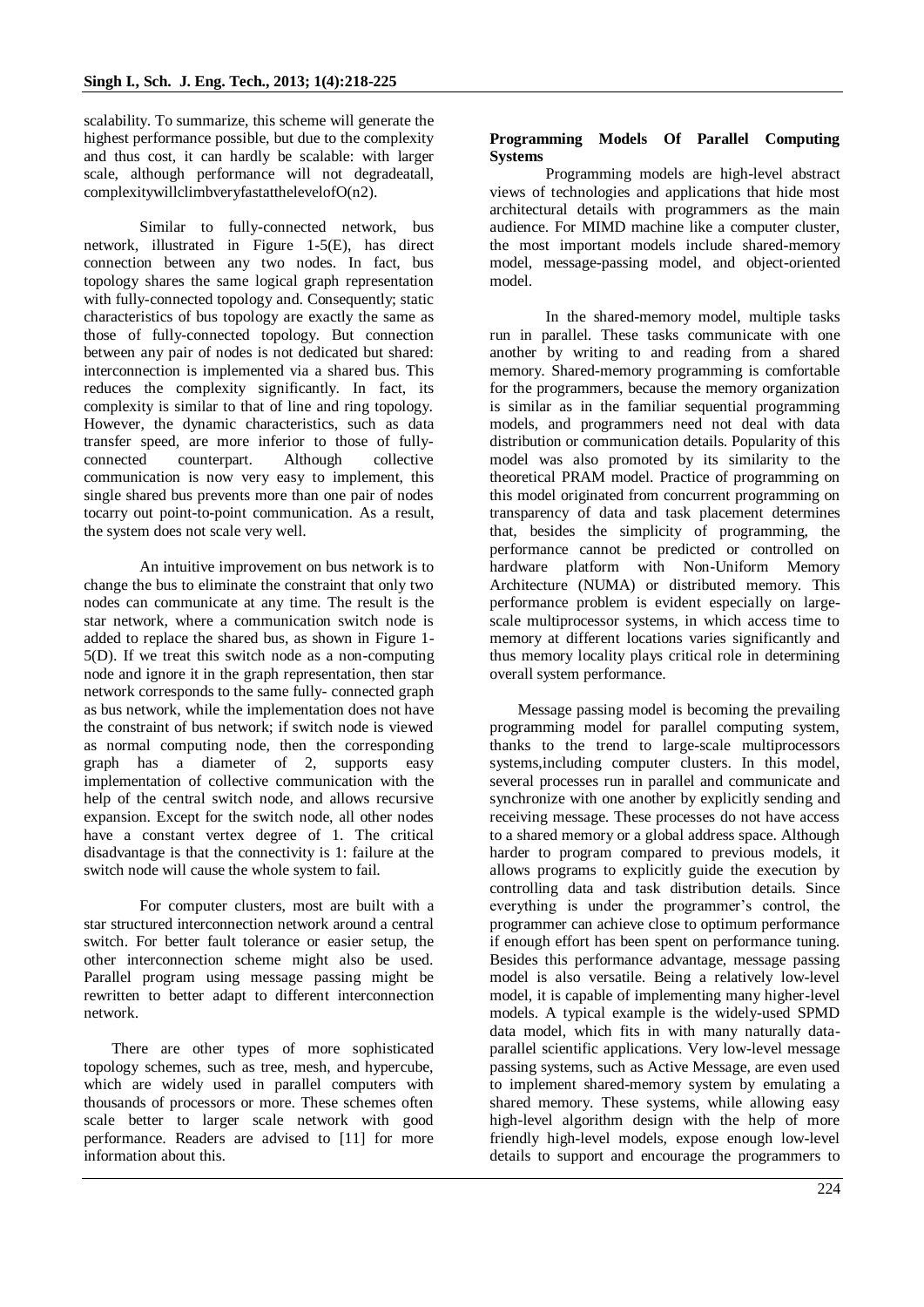scalability. To summarize, this scheme will generate the highest performance possible, but due to the complexity and thus cost, it can hardly be scalable: with larger scale, although performance will not degradeatall, complexitywillclimbveryfastatthelevelofO(n2).

Similar to fully-connected network, bus network, illustrated in Figure 1-5(E), has direct connection between any two nodes. In fact, bus topology shares the same logical graph representation with fully-connected topology and. Consequently; static characteristics of bus topology are exactly the same as those of fully-connected topology. But connection between any pair of nodes is not dedicated but shared: interconnection is implemented via a shared bus. This reduces the complexity significantly. In fact, its complexity is similar to that of line and ring topology. However, the dynamic characteristics, such as data transfer speed, are more inferior to those of fully-connected counterpart. Although collective communication is now very easy to implement, this single shared bus prevents more than one pair of nodes tocarry out point-to-point communication. As a result, the system does not scale very well.

An intuitive improvement on bus network is to change the bus to eliminate the constraint that only two nodes can communicate at any time. The result is the star network, where a communication switch node is added to replace the shared bus, as shown in Figure 1-5(D). If we treat this switch node as a non-computing node and ignore it in the graph representation, then star network corresponds to the same fully- connected graph as bus network, while the implementation does not have the constraint of bus network; if switch node is viewed as normal computing node, then the corresponding graph has a diameter of 2, supports easy implementation of collective communication with the help of the central switch node, and allows recursive expansion. Except for the switch node, all other nodes have a constant vertex degree of 1. The critical disadvantage is that the connectivity is 1: failure at the switch node will cause the whole system to fail.

For computer clusters, most are built with a star structured interconnection network around a central switch. For better fault tolerance or easier setup, the other interconnection scheme might also be used. Parallel program using message passing might be rewritten to better adapt to different interconnection network.

There are other types of more sophisticated topology schemes, such as tree, mesh, and hypercube, which are widely used in parallel computers with thousands of processors or more. These schemes often scale better to larger scale network with good performance. Readers are advised to [11] for more information about this.

**Programming Models Of Parallel Computing Systems**

Programming models are high-level abstract views of technologies and applications that hide most architectural details with programmers as the main audience. For MIMD machine like a computer cluster, the most important models include shared-memory model, message-passing model, and object-oriented model.

In the shared-memory model, multiple tasks run in parallel. These tasks communicate with one another by writing to and reading from a shared memory. Shared-memory programming is comfortable for the programmers, because the memory organization is similar as in the familiar sequential programming models, and programmers need not deal with data distribution or communication details. Popularity of this model was also promoted by its similarity to the theoretical PRAM model. Practice of programming on this model originated from concurrent programming on transparency of data and task placement determines that, besides the simplicity of programming, the performance cannot be predicted or controlled on hardware platform with Non-Uniform Memory Architecture (NUMA) or distributed memory. This performance problem is evident especially on large-scale multiprocessor systems, in which access time to memory at different locations varies significantly and thus memory locality plays critical role in determining overall system performance.

Message passing model is becoming the prevailing programming model for parallel computing system, thanks to the trend to large-scale multiprocessors systems,including computer clusters. In this model, several processes run in parallel and communicate and synchronize with one another by explicitly sending and receiving message. These processes do not have access to a shared memory or a global address space. Although harder to program compared to previous models, it allows programs to explicitly guide the execution by controlling data and task distribution details. Since everything is under the programmer's control, the programmer can achieve close to optimum performance if enough effort has been spent on performance tuning. Besides this performance advantage, message passing model is also versatile. Being a relatively low-level model, it is capable of implementing many higher-level models. A typical example is the widely-used SPMD data model, which fits in with many naturally data-parallel scientific applications. Very low-level message passing systems, such as Active Message, are even used to implement shared-memory system by emulating a shared memory. These systems, while allowing easy high-level algorithm design with the help of more friendly high-level models, expose enough low-level details to support and encourage the programmers to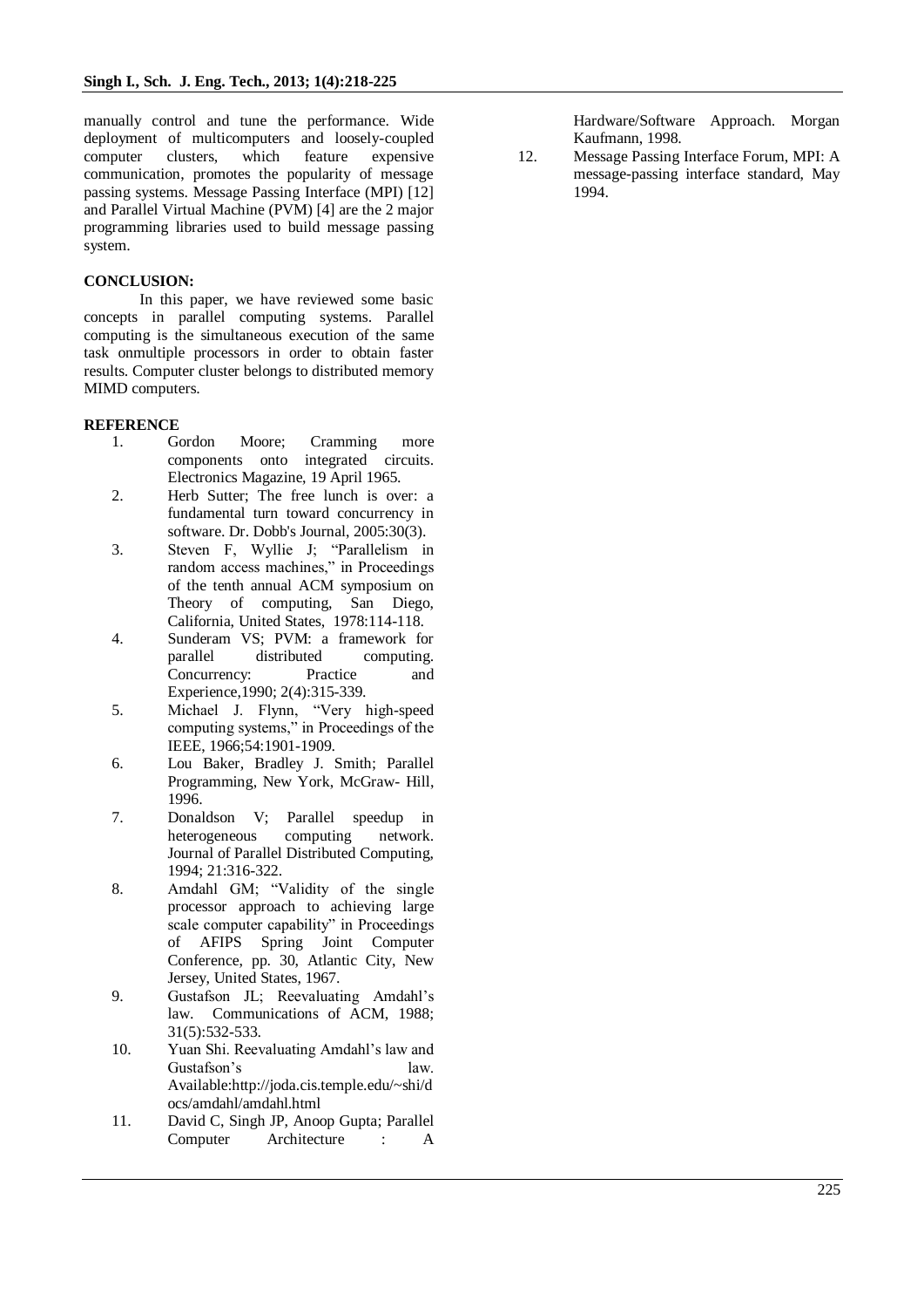manually control and tune the performance. Wide deployment of multicomputers and loosely-coupled computer clusters, which feature expensive communication, promotes the popularity of message passing systems. Message Passing Interface (MPI) [12] and Parallel Virtual Machine (PVM) [4] are the 2 major programming libraries used to build message passing system.

## CONCLUSION:

In this paper, we have reviewed some basic concepts in parallel computing systems. Parallel computing is the simultaneous execution of the same task onmultiple processors in order to obtain faster results. Computer cluster belongs to distributed memory MIMD computers.

## REFERENCE

1. Gordon Moore; Cramming more components onto integrated circuits. Electronics Magazine, 19 April 1965.
2. Herb Sutter; The free lunch is over: a fundamental turn toward concurrency in software. Dr. Dobb's Journal, 2005:30(3).
3. Steven F, Wyllie J; "Parallelism in random access machines," in Proceedings of the tenth annual ACM symposium on Theory of computing, San Diego, California, United States, 1978:114-118.
4. Sunderam VS; PVM: a framework for parallel distributed computing. Concurrency: Practice and Experience,1990; 2(4):315-339.
5. Michael J. Flynn, "Very high-speed computing systems," in Proceedings of the IEEE, 1966;54:1901-1909.
6. Lou Baker, Bradley J. Smith; Parallel Programming, New York, McGraw- Hill, 1996.
7. Donaldson V; Parallel speedup in heterogeneous computing network. Journal of Parallel Distributed Computing, 1994; 21:316-322.
8. Amdahl GM; "Validity of the single processor approach to achieving large scale computer capability" in Proceedings of AFIPS Spring Joint Computer Conference, pp. 30, Atlantic City, New Jersey, United States, 1967.
9. Gustafson JL; Reevaluating Amdahl's law. Communications of ACM, 1988; 31(5):532-533.
10. Yuan Shi. Reevaluating Amdahl's law and Gustafson's law. Available:http://joda.cis.temple.edu/~shi/docs/amdahl/amdahl.html
11. David C, Singh JP, Anoop Gupta; Parallel Computer Architecture : A Hardware/Software Approach. Morgan Kaufmann, 1998.
12. Message Passing Interface Forum, MPI: A message-passing interface standard, May 1994.